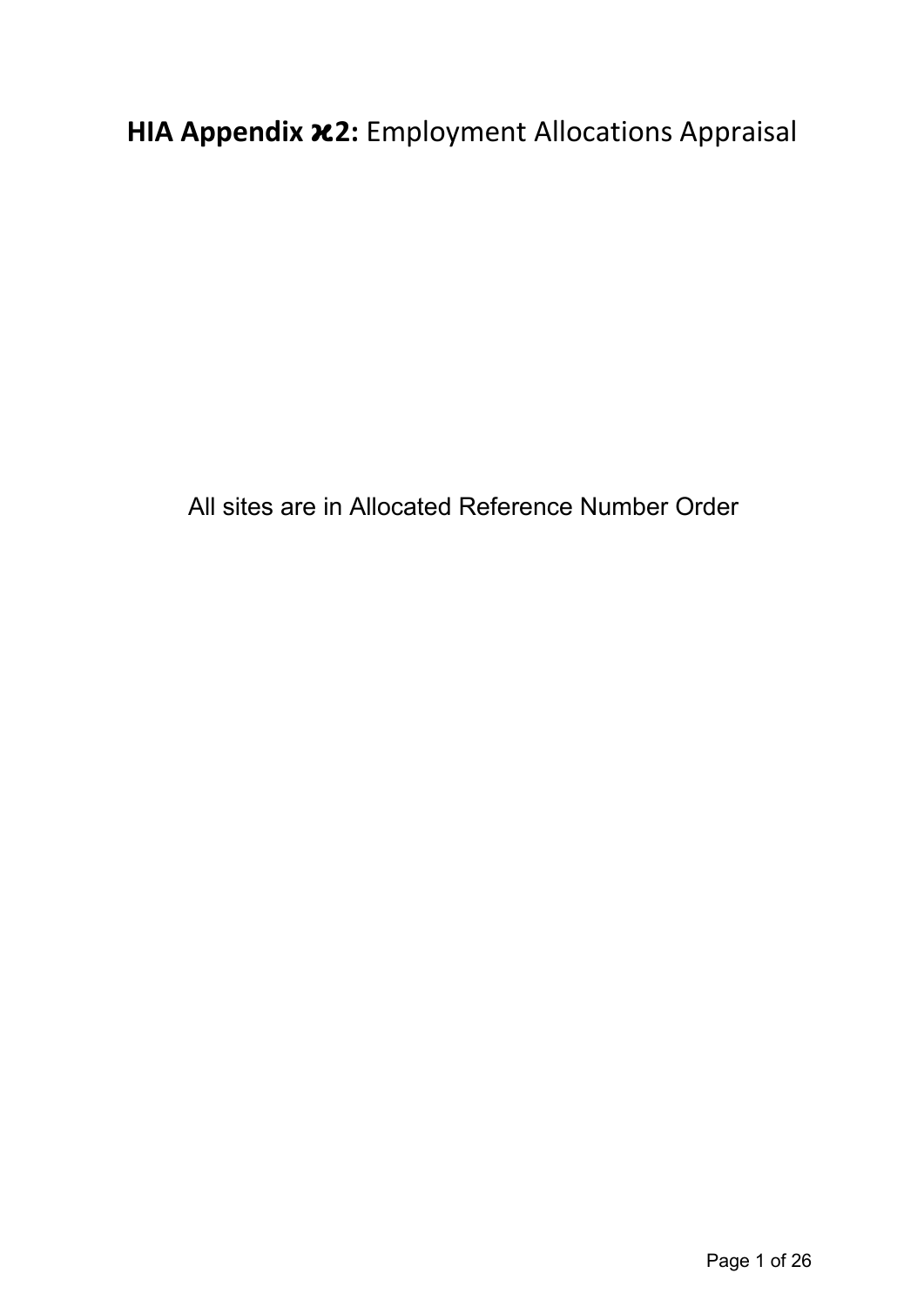# **HIA Appendix ϰ2:** Employment Allocations Appraisal

All sites are in Allocated Reference Number Order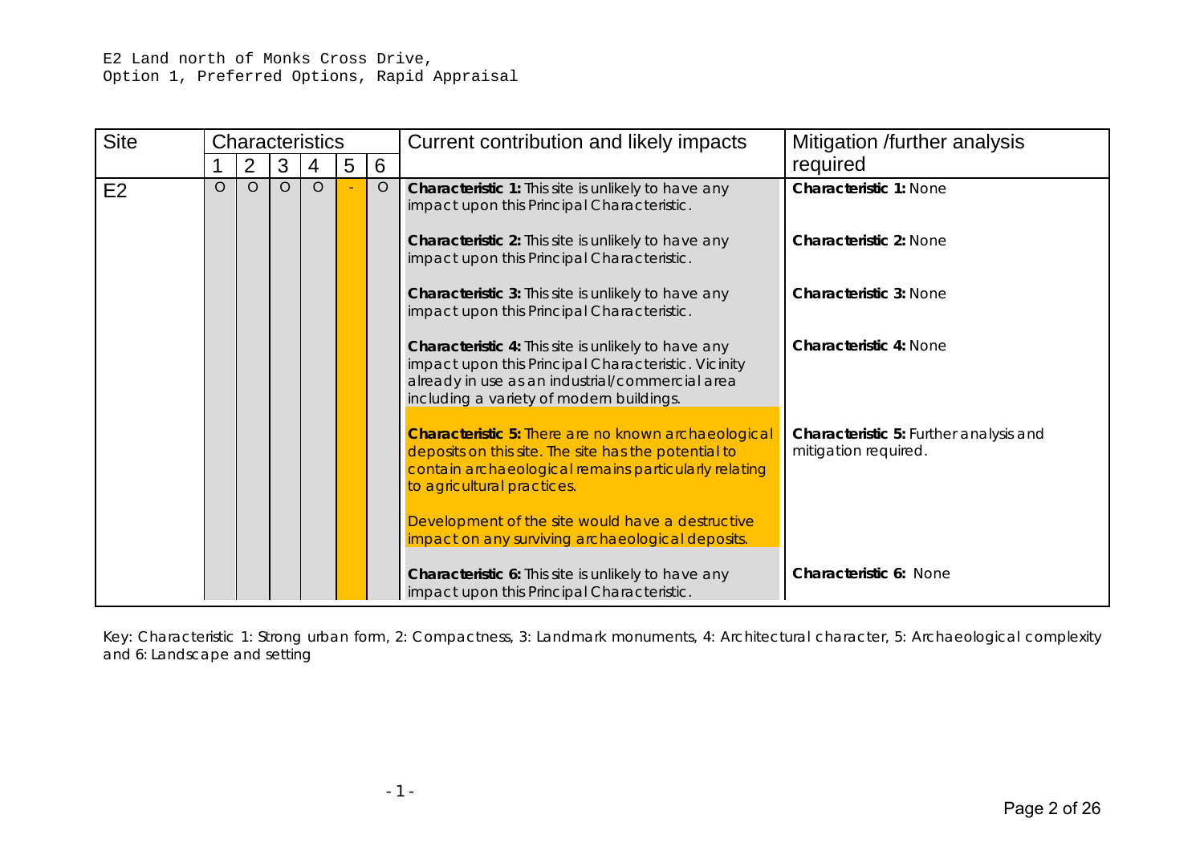E2 Land north of Monks Cross Drive,
Option 1, Preferred Options, Rapid Appraisal

| Site | Characteristics | | | | | | Current contribution and likely impacts | Mitigation /further analysis required |
|---|---|---|---|---|---|---|---|---|
| | 1 | 2 | 3 | 4 | 5 | 6 | | |
| E2 | O | O | O | O | - | O | **Characteristic 1:** This site is unlikely to have any impact upon this Principal Characteristic.<br><br>**Characteristic 2:** This site is unlikely to have any impact upon this Principal Characteristic.<br><br>**Characteristic 3:** This site is unlikely to have any impact upon this Principal Characteristic.<br><br>**Characteristic 4:** This site is unlikely to have any impact upon this Principal Characteristic. Vicinity already in use as an industrial/commercial area including a variety of modern buildings.<br><br>**Characteristic 5:** There are no known archaeological deposits on this site. The site has the potential to contain archaeological remains particularly relating to agricultural practices.<br><br>Development of the site would have a destructive impact on any surviving archaeological deposits.<br><br>**Characteristic 6:** This site is unlikely to have any impact upon this Principal Characteristic. | **Characteristic 1:** None<br><br>**Characteristic 2:** None<br><br>**Characteristic 3:** None<br><br>**Characteristic 4:** None<br><br>**Characteristic 5:** Further analysis and mitigation required.<br><br>**Characteristic 6:** None |

Key: Characteristic 1: Strong urban form, 2: Compactness, 3: Landmark monuments, 4: Architectural character, 5: Archaeological complexity and 6: Landscape and setting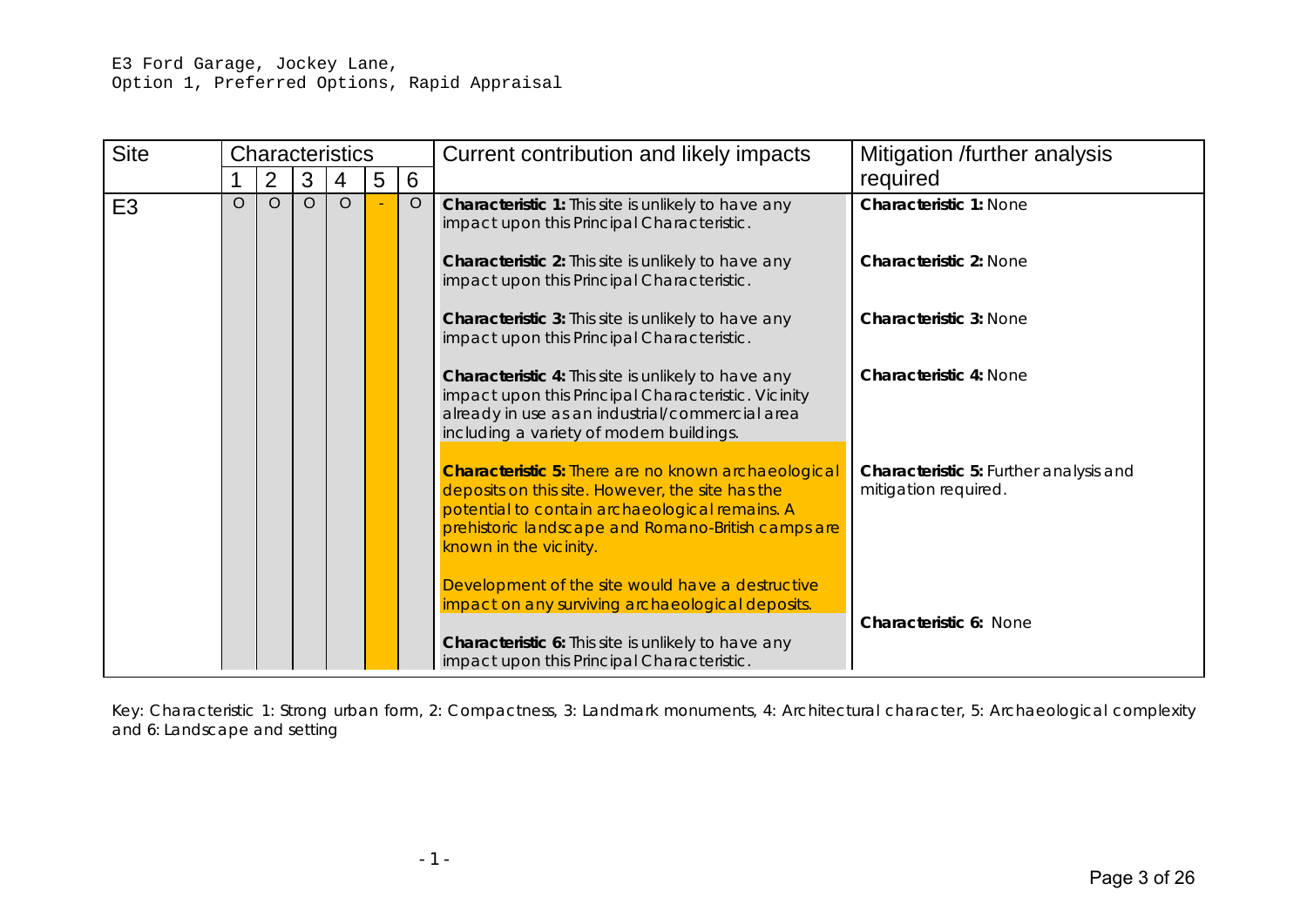E3 Ford Garage, Jockey Lane,
Option 1, Preferred Options, Rapid Appraisal

| Site | Characteristics | | | | | | Current contribution and likely impacts | Mitigation /further analysis required |
|---|---|---|---|---|---|---|---|---|
| | 1 | 2 | 3 | 4 | 5 | 6 | | |
| E3 | O | O | O | O | - | O | **Characteristic 1:** This site is unlikely to have any impact upon this Principal Characteristic.<br><br>**Characteristic 2:** This site is unlikely to have any impact upon this Principal Characteristic.<br><br>**Characteristic 3:** This site is unlikely to have any impact upon this Principal Characteristic.<br><br>**Characteristic 4:** This site is unlikely to have any impact upon this Principal Characteristic. Vicinity already in use as an industrial/commercial area including a variety of modern buildings.<br><br>**Characteristic 5:** There are no known archaeological deposits on this site. However, the site has the potential to contain archaeological remains. A prehistoric landscape and Romano-British camps are known in the vicinity.<br><br>Development of the site would have a destructive impact on any surviving archaeological deposits.<br><br>**Characteristic 6:** This site is unlikely to have any impact upon this Principal Characteristic. | **Characteristic 1:** None<br><br>**Characteristic 2:** None<br><br>**Characteristic 3:** None<br><br>**Characteristic 4:** None<br><br>**Characteristic 5:** Further analysis and mitigation required.<br><br>**Characteristic 6:** None |

Key: Characteristic 1: Strong urban form, 2: Compactness, 3: Landmark monuments, 4: Architectural character, 5: Archaeological complexity and 6: Landscape and setting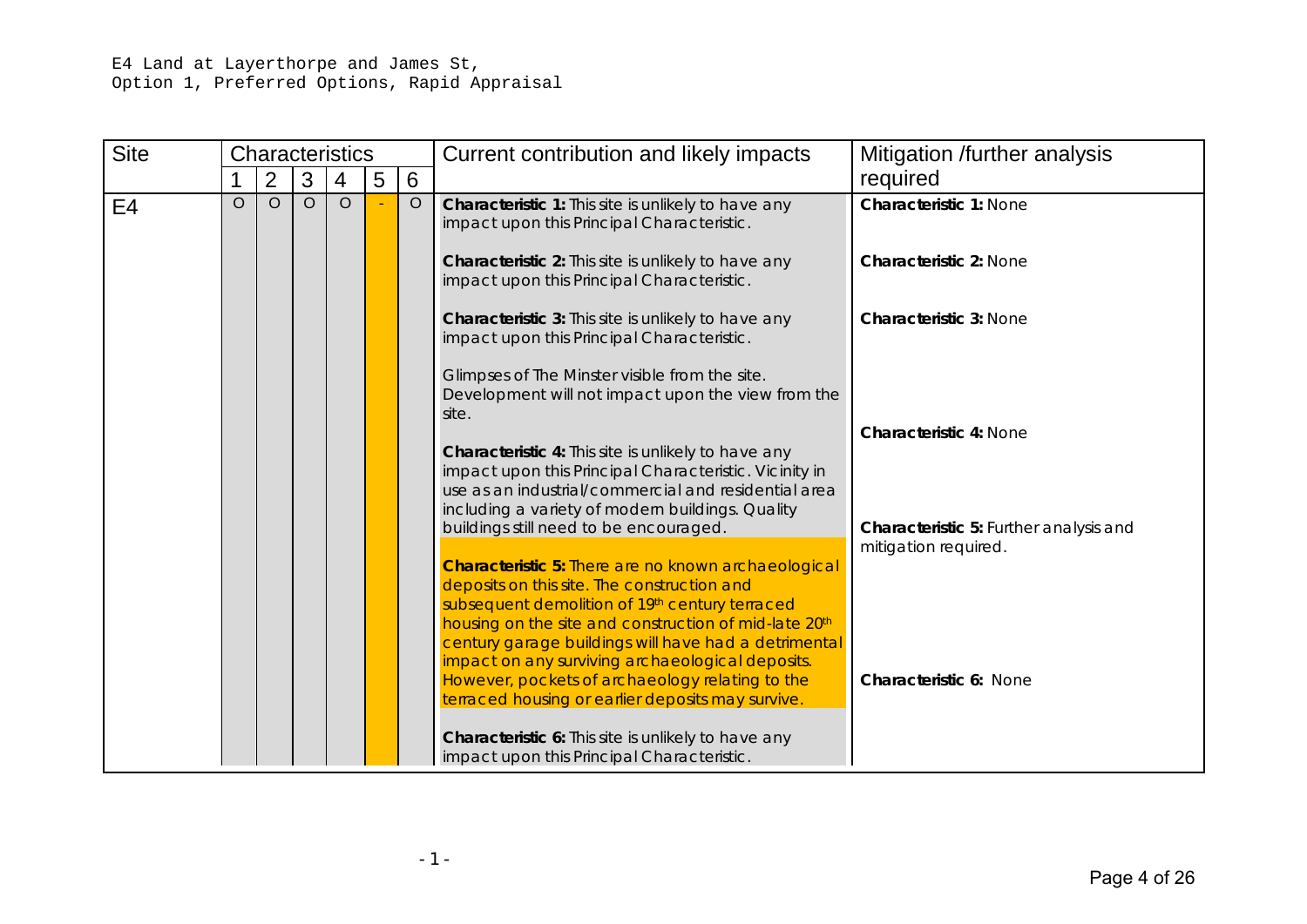E4 Land at Layerthorpe and James St,
Option 1, Preferred Options, Rapid Appraisal

| Site | Characteristics | | | | | | Current contribution and likely impacts | Mitigation /further analysis required |
|---|---|---|---|---|---|---|---|---|
| | 1 | 2 | 3 | 4 | 5 | 6 | | |
| E4 | O | O | O | O | - | O | **Characteristic 1:** This site is unlikely to have any impact upon this Principal Characteristic.<br><br>**Characteristic 2:** This site is unlikely to have any impact upon this Principal Characteristic.<br><br>**Characteristic 3:** This site is unlikely to have any impact upon this Principal Characteristic.<br><br>Glimpses of The Minster visible from the site. Development will not impact upon the view from the site.<br><br>**Characteristic 4:** This site is unlikely to have any impact upon this Principal Characteristic. Vicinity in use as an industrial/commercial and residential area including a variety of modern buildings. Quality buildings still need to be encouraged.<br><br>**Characteristic 5:** There are no known archaeological deposits on this site. The construction and subsequent demolition of 19th century terraced housing on the site and construction of mid-late 20th century garage buildings will have had a detrimental impact on any surviving archaeological deposits. However, pockets of archaeology relating to the terraced housing or earlier deposits may survive.<br><br>**Characteristic 6:** This site is unlikely to have any impact upon this Principal Characteristic. | **Characteristic 1:** None<br><br>**Characteristic 2:** None<br><br>**Characteristic 3:** None<br><br>**Characteristic 4:** None<br><br>**Characteristic 5:** Further analysis and mitigation required.<br><br>**Characteristic 6:** None |

- 1 -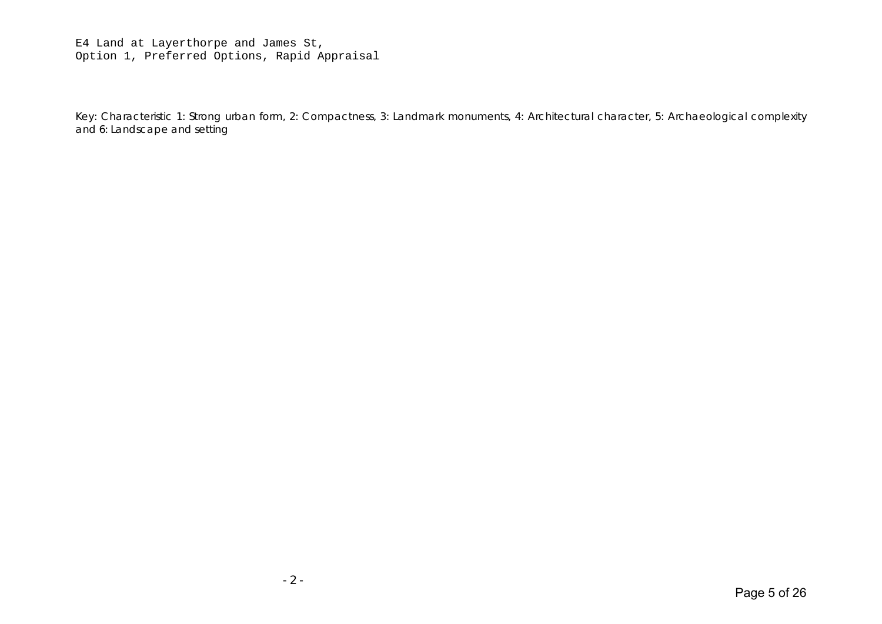E4 Land at Layerthorpe and James St,
Option 1, Preferred Options, Rapid Appraisal

Key: Characteristic 1: Strong urban form, 2: Compactness, 3: Landmark monuments, 4: Architectural character, 5: Archaeological complexity and 6: Landscape and setting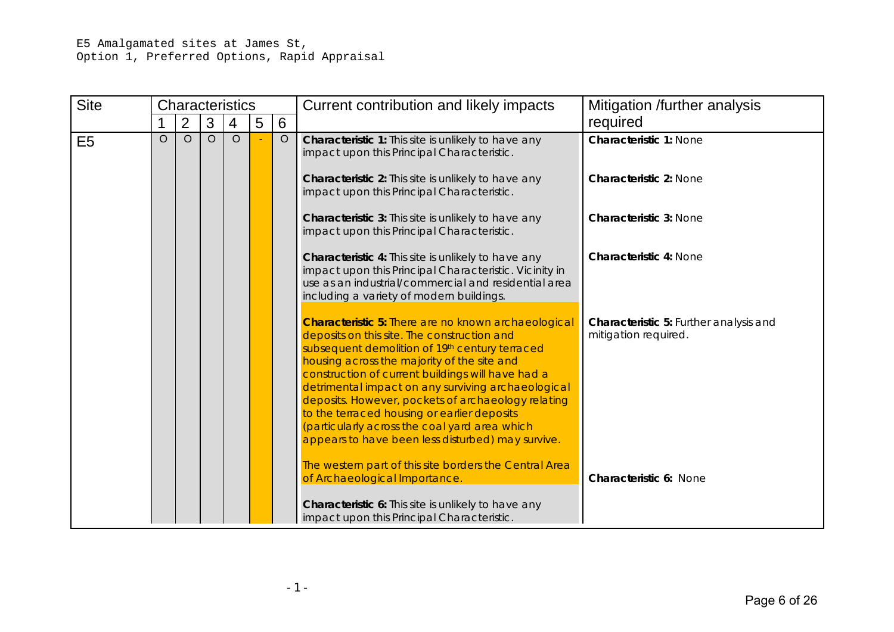E5 Amalgamated sites at James St,
Option 1, Preferred Options, Rapid Appraisal

| Site | Characteristics | | | | | | Current contribution and likely impacts | Mitigation /further analysis required |
|---|---|---|---|---|---|---|---|---|
| | 1 | 2 | 3 | 4 | 5 | 6 | | |
| E5 | O | O | O | O | - | O | **Characteristic 1:** This site is unlikely to have any impact upon this Principal Characteristic.<br><br>**Characteristic 2:** This site is unlikely to have any impact upon this Principal Characteristic.<br><br>**Characteristic 3:** This site is unlikely to have any impact upon this Principal Characteristic.<br><br>**Characteristic 4:** This site is unlikely to have any impact upon this Principal Characteristic. Vicinity in use as an industrial/commercial and residential area including a variety of modern buildings.<br><br>**Characteristic 5:** There are no known archaeological deposits on this site. The construction and subsequent demolition of 19th century terraced housing across the majority of the site and construction of current buildings will have had a detrimental impact on any surviving archaeological deposits. However, pockets of archaeology relating to the terraced housing or earlier deposits (particularly across the coal yard area which appears to have been less disturbed) may survive.<br><br>The western part of this site borders the Central Area of Archaeological Importance.<br><br>**Characteristic 6:** This site is unlikely to have any impact upon this Principal Characteristic. | **Characteristic 1:** None<br><br>**Characteristic 2:** None<br><br>**Characteristic 3:** None<br><br>**Characteristic 4:** None<br><br>**Characteristic 5:** Further analysis and mitigation required.<br><br>**Characteristic 6:** None |

- 1 -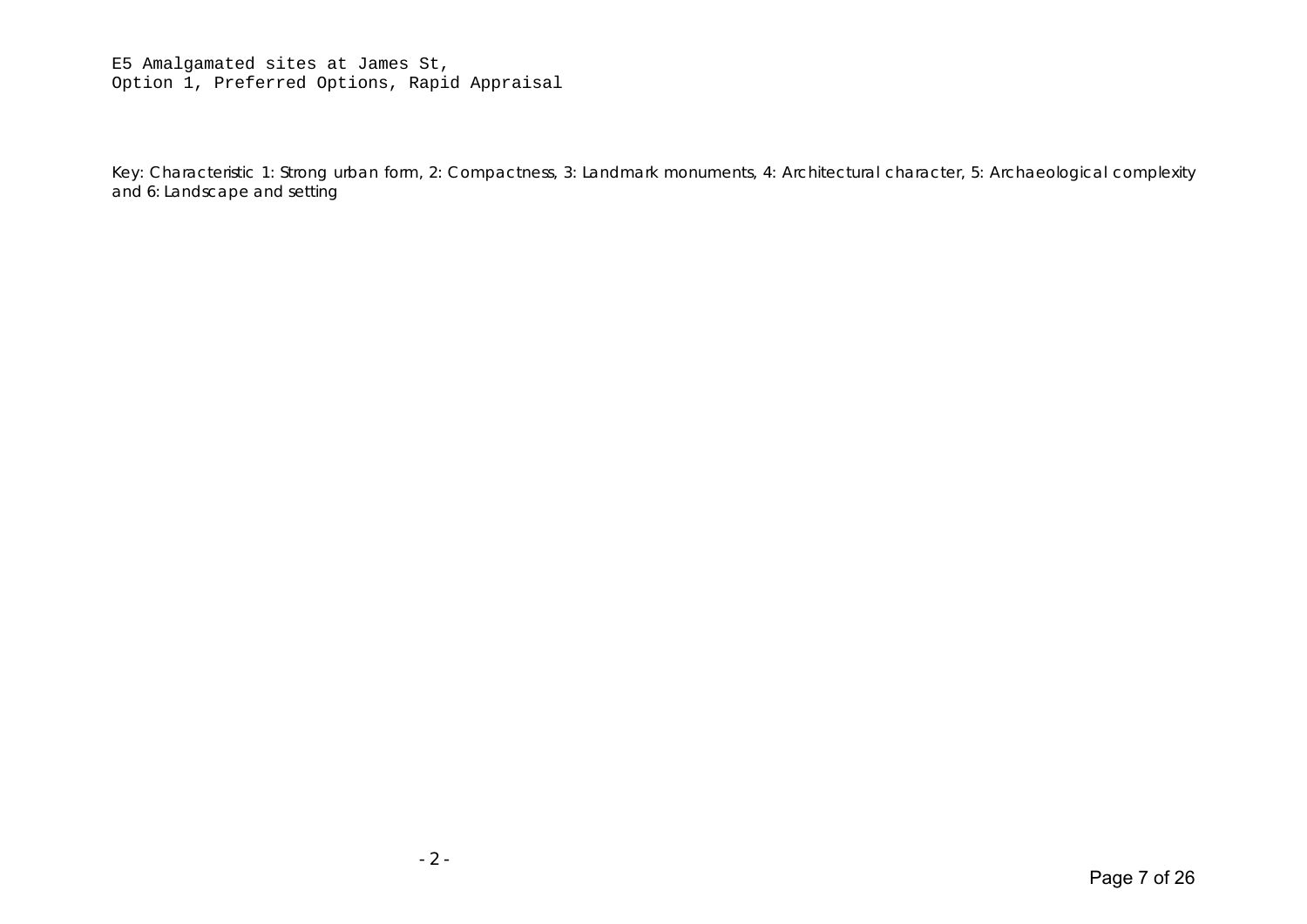E5 Amalgamated sites at James St,
Option 1, Preferred Options, Rapid Appraisal

Key: Characteristic 1: Strong urban form, 2: Compactness, 3: Landmark monuments, 4: Architectural character, 5: Archaeological complexity and 6: Landscape and setting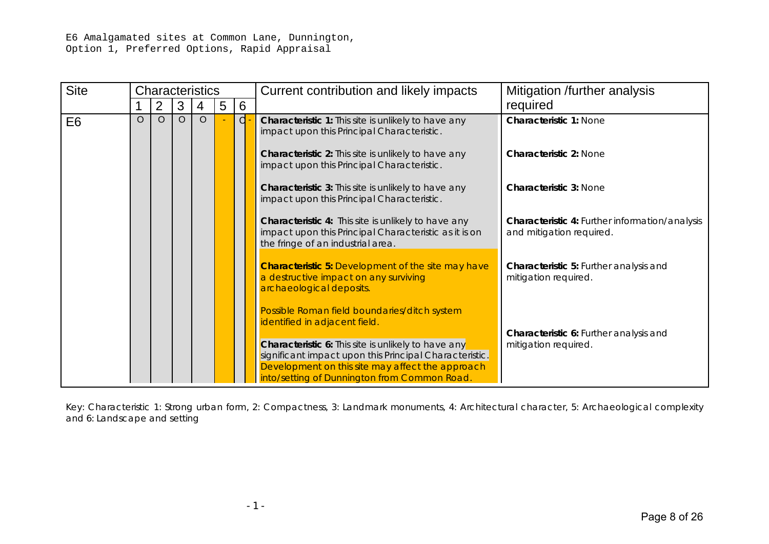E6 Amalgamated sites at Common Lane, Dunnington,
Option 1, Preferred Options, Rapid Appraisal

| Site | Characteristics | | | | | | Current contribution and likely impacts | Mitigation /further analysis required |
|---|---|---|---|---|---|---|---|---|
| | 1 | 2 | 3 | 4 | 5 | 6 | | |
| E6 | O | O | O | O | - | O - | **Characteristic 1:** This site is unlikely to have any impact upon this Principal Characteristic.<br><br>**Characteristic 2:** This site is unlikely to have any impact upon this Principal Characteristic.<br><br>**Characteristic 3:** This site is unlikely to have any impact upon this Principal Characteristic.<br><br>**Characteristic 4:** This site is unlikely to have any impact upon this Principal Characteristic as it is on the fringe of an industrial area.<br><br>**Characteristic 5:** Development of the site may have a destructive impact on any surviving archaeological deposits.<br><br>Possible Roman field boundaries/ditch system identified in adjacent field.<br><br>**Characteristic 6:** This site is unlikely to have any significant impact upon this Principal Characteristic. Development on this site may affect the approach into/setting of Dunnington from Common Road. | **Characteristic 1:** None<br><br>**Characteristic 2:** None<br><br>**Characteristic 3:** None<br><br>**Characteristic 4:** Further information/analysis and mitigation required.<br><br>**Characteristic 5:** Further analysis and mitigation required.<br><br>**Characteristic 6:** Further analysis and mitigation required. |

Key: Characteristic 1: Strong urban form, 2: Compactness, 3: Landmark monuments, 4: Architectural character, 5: Archaeological complexity and 6: Landscape and setting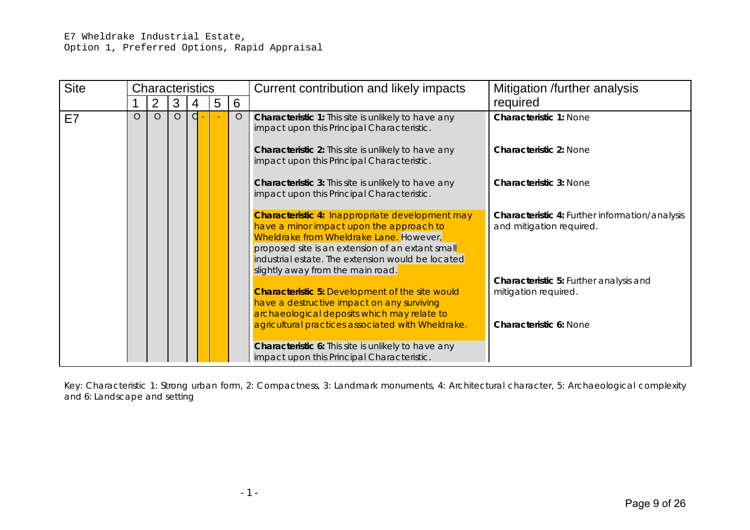E7 Wheldrake Industrial Estate,
Option 1, Preferred Options, Rapid Appraisal

| Site | Characteristics | | | | | | Current contribution and likely impacts | Mitigation /further analysis required |
|---|---|---|---|---|---|---|---|---|
| | 1 | 2 | 3 | 4 | 5 | 6 | | |
| E7 | O | O | O | O - | - | O | **Characteristic 1:** This site is unlikely to have any impact upon this Principal Characteristic.<br><br>**Characteristic 2:** This site is unlikely to have any impact upon this Principal Characteristic.<br><br>**Characteristic 3:** This site is unlikely to have any impact upon this Principal Characteristic.<br><br>**Characteristic 4:** Inappropriate development may have a minor impact upon the approach to Wheldrake from Wheldrake Lane. However, proposed site is an extension of an extant small industrial estate. The extension would be located slightly away from the main road.<br><br>**Characteristic 5:** Development of the site would have a destructive impact on any surviving archaeological deposits which may relate to agricultural practices associated with Wheldrake.<br><br>**Characteristic 6:** This site is unlikely to have any impact upon this Principal Characteristic. | **Characteristic 1:** None<br><br>**Characteristic 2:** None<br><br>**Characteristic 3:** None<br><br>**Characteristic 4:** Further information/analysis and mitigation required.<br><br>**Characteristic 5:** Further analysis and mitigation required.<br><br>**Characteristic 6:** None |

Key: Characteristic 1: Strong urban form, 2: Compactness, 3: Landmark monuments, 4: Architectural character, 5: Archaeological complexity and 6: Landscape and setting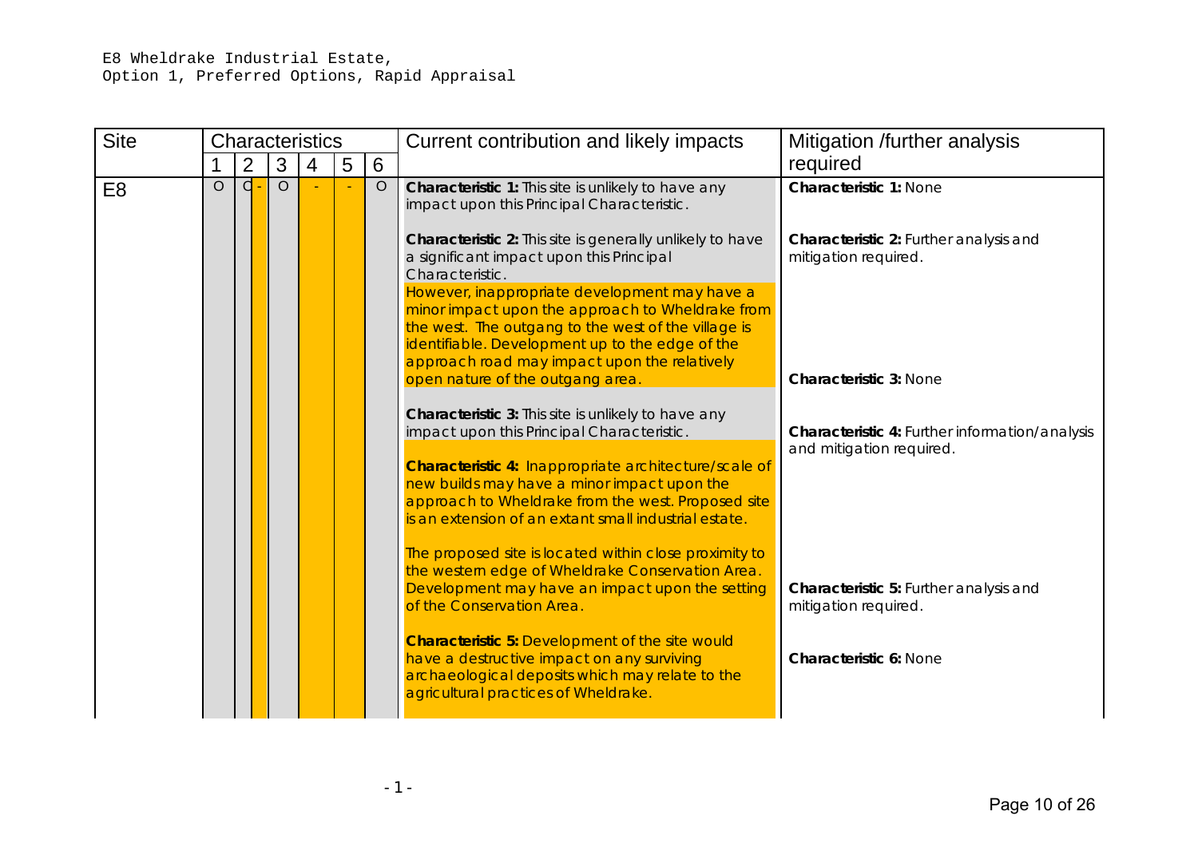E8 Wheldrake Industrial Estate,
Option 1, Preferred Options, Rapid Appraisal

| Site | Characteristics | | | | | | Current contribution and likely impacts | Mitigation /further analysis required |
|---|---|---|---|---|---|---|---|---|
| | 1 | 2 | 3 | 4 | 5 | 6 | | |
| E8 | O | O - | O | - | - | O | **Characteristic 1:** This site is unlikely to have any impact upon this Principal Characteristic.<br><br>**Characteristic 2:** This site is generally unlikely to have a significant impact upon this Principal Characteristic.<br>However, inappropriate development may have a minor impact upon the approach to Wheldrake from the west. The outgang to the west of the village is identifiable. Development up to the edge of the approach road may impact upon the relatively open nature of the outgang area.<br><br>**Characteristic 3:** This site is unlikely to have any impact upon this Principal Characteristic.<br><br>**Characteristic 4:** Inappropriate architecture/scale of new builds may have a minor impact upon the approach to Wheldrake from the west. Proposed site is an extension of an extant small industrial estate.<br><br>The proposed site is located within close proximity to the western edge of Wheldrake Conservation Area. Development may have an impact upon the setting of the Conservation Area.<br><br>**Characteristic 5:** Development of the site would have a destructive impact on any surviving archaeological deposits which may relate to the agricultural practices of Wheldrake. | **Characteristic 1:** None<br><br>**Characteristic 2:** Further analysis and mitigation required.<br><br>**Characteristic 3:** None<br><br>**Characteristic 4:** Further information/analysis and mitigation required.<br><br>**Characteristic 5:** Further analysis and mitigation required.<br><br>**Characteristic 6:** None |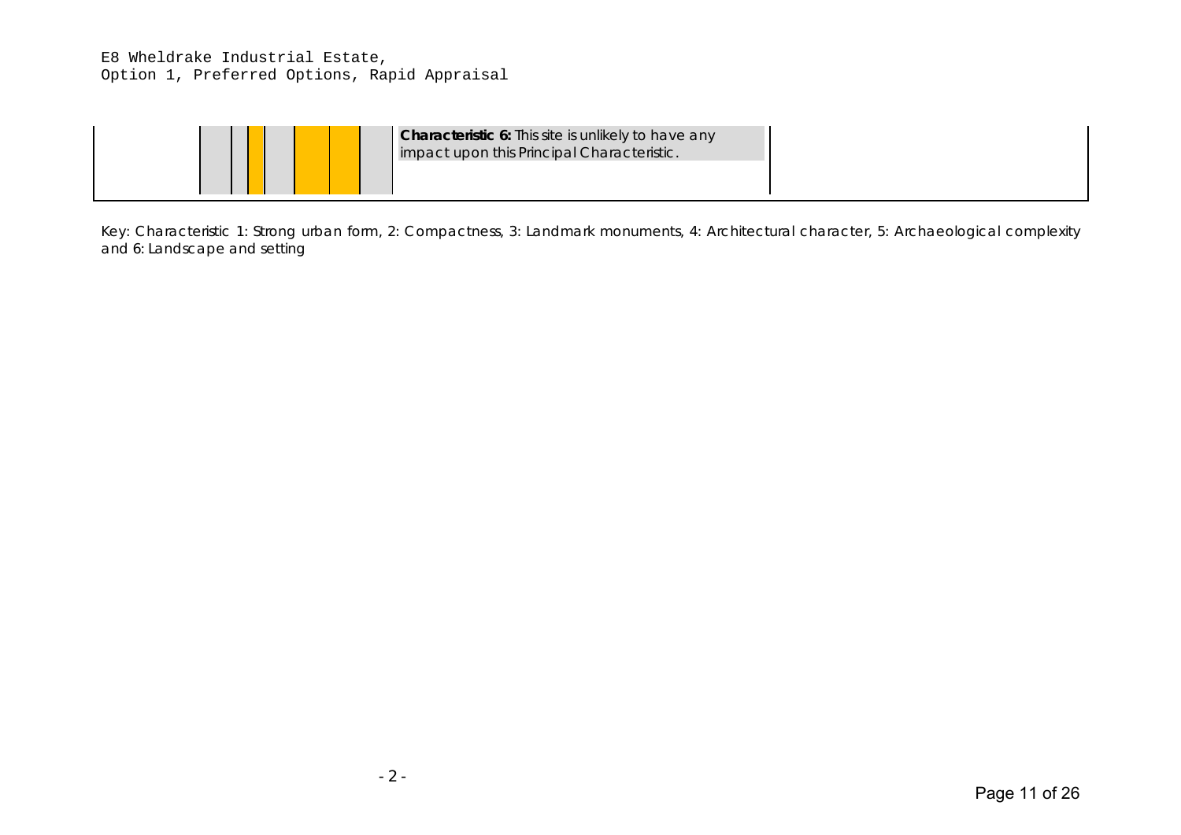E8 Wheldrake Industrial Estate,
Option 1, Preferred Options, Rapid Appraisal

| | | | | | | | | | |
|---|---|---|---|---|---|---|---|---|---|
| | | | | | | | | **Characteristic 6:** This site is unlikely to have any impact upon this Principal Characteristic. | |

Key: Characteristic 1: Strong urban form, 2: Compactness, 3: Landmark monuments, 4: Architectural character, 5: Archaeological complexity and 6: Landscape and setting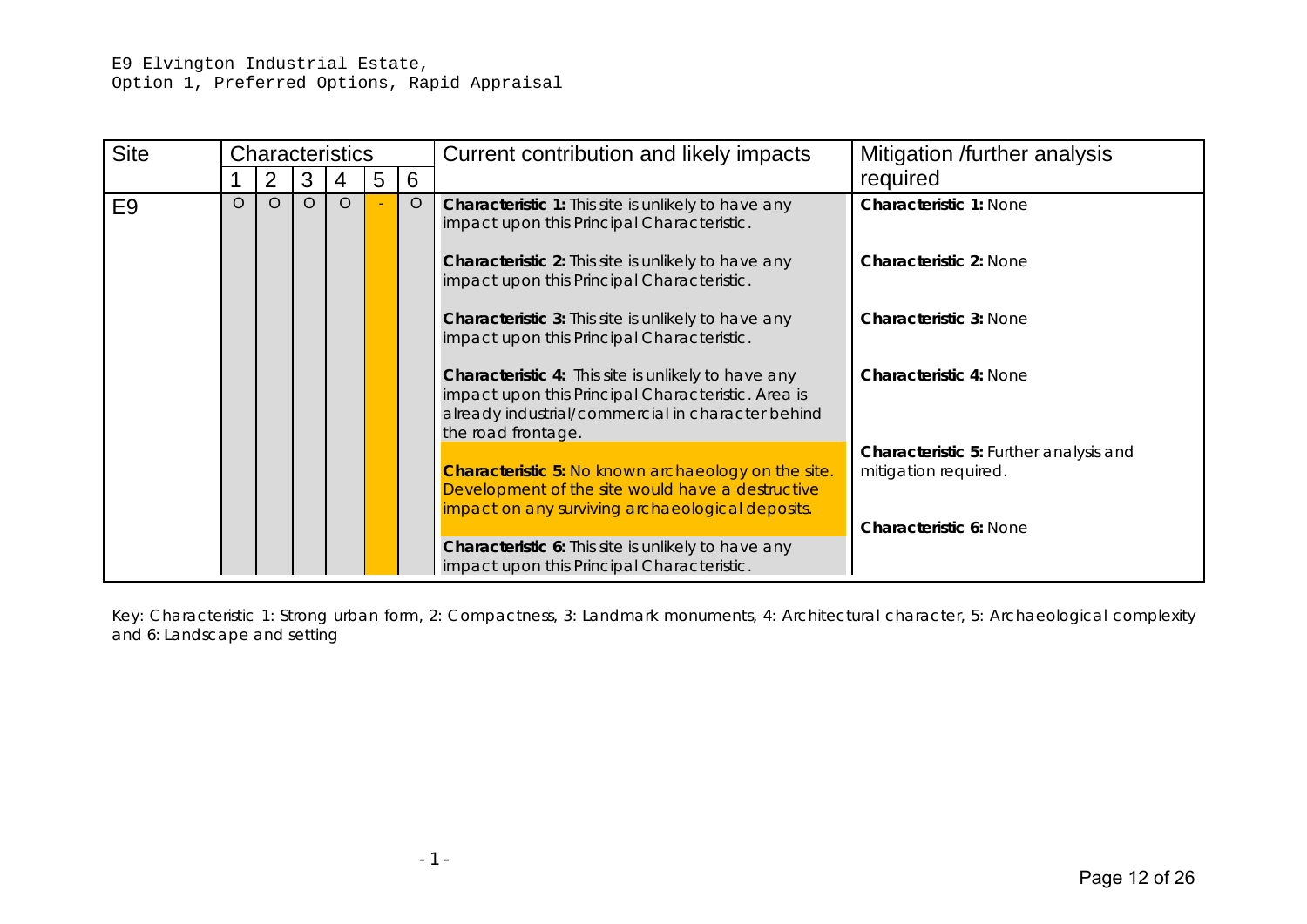E9 Elvington Industrial Estate,
Option 1, Preferred Options, Rapid Appraisal

| Site | Characteristics | | | | | | Current contribution and likely impacts | Mitigation /further analysis required |
|---|---|---|---|---|---|---|---|---|
| | 1 | 2 | 3 | 4 | 5 | 6 | | |
| E9 | O | O | O | O | - | O | **Characteristic 1:** This site is unlikely to have any impact upon this Principal Characteristic.<br><br>**Characteristic 2:** This site is unlikely to have any impact upon this Principal Characteristic.<br><br>**Characteristic 3:** This site is unlikely to have any impact upon this Principal Characteristic.<br><br>**Characteristic 4:** This site is unlikely to have any impact upon this Principal Characteristic. Area is already industrial/commercial in character behind the road frontage.<br><br>**Characteristic 5:** No known archaeology on the site. Development of the site would have a destructive impact on any surviving archaeological deposits.<br><br>**Characteristic 6:** This site is unlikely to have any impact upon this Principal Characteristic. | **Characteristic 1:** None<br><br>**Characteristic 2:** None<br><br>**Characteristic 3:** None<br><br>**Characteristic 4:** None<br><br>**Characteristic 5:** Further analysis and mitigation required.<br><br>**Characteristic 6:** None |

Key: Characteristic 1: Strong urban form, 2: Compactness, 3: Landmark monuments, 4: Architectural character, 5: Archaeological complexity and 6: Landscape and setting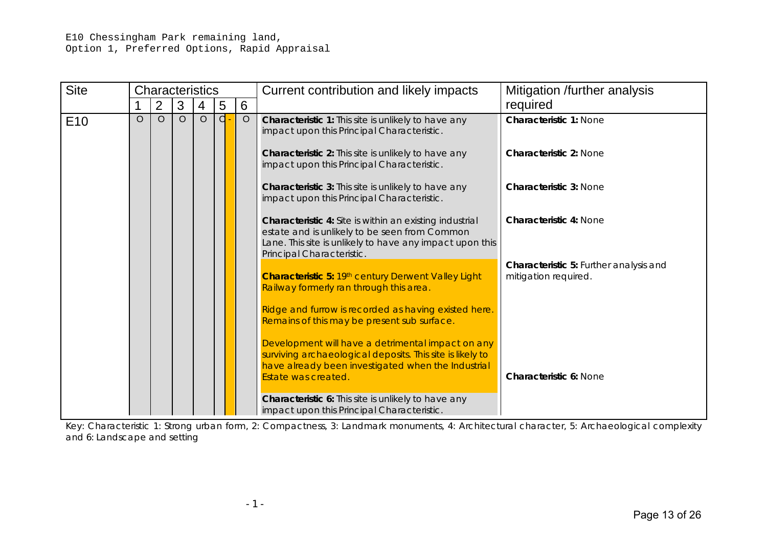E10 Chessingham Park remaining land,
Option 1, Preferred Options, Rapid Appraisal

| Site | Characteristics | | | | | | Current contribution and likely impacts | Mitigation /further analysis required |
|---|---|---|---|---|---|---|---|---|
| | 1 | 2 | 3 | 4 | 5 | 6 | | |
| E10 | O | O | O | O | O - | O | **Characteristic 1:** This site is unlikely to have any impact upon this Principal Characteristic.<br><br>**Characteristic 2:** This site is unlikely to have any impact upon this Principal Characteristic.<br><br>**Characteristic 3:** This site is unlikely to have any impact upon this Principal Characteristic.<br><br>**Characteristic 4:** Site is within an existing industrial estate and is unlikely to be seen from Common Lane. This site is unlikely to have any impact upon this Principal Characteristic.<br><br>**Characteristic 5:** 19th century Derwent Valley Light Railway formerly ran through this area.<br><br>Ridge and furrow is recorded as having existed here. Remains of this may be present sub surface.<br><br>Development will have a detrimental impact on any surviving archaeological deposits. This site is likely to have already been investigated when the Industrial Estate was created.<br><br>**Characteristic 6:** This site is unlikely to have any impact upon this Principal Characteristic. | **Characteristic 1:** None<br><br>**Characteristic 2:** None<br><br>**Characteristic 3:** None<br><br>**Characteristic 4:** None<br><br>**Characteristic 5:** Further analysis and mitigation required.<br><br>**Characteristic 6:** None |

Key: Characteristic 1: Strong urban form, 2: Compactness, 3: Landmark monuments, 4: Architectural character, 5: Archaeological complexity and 6: Landscape and setting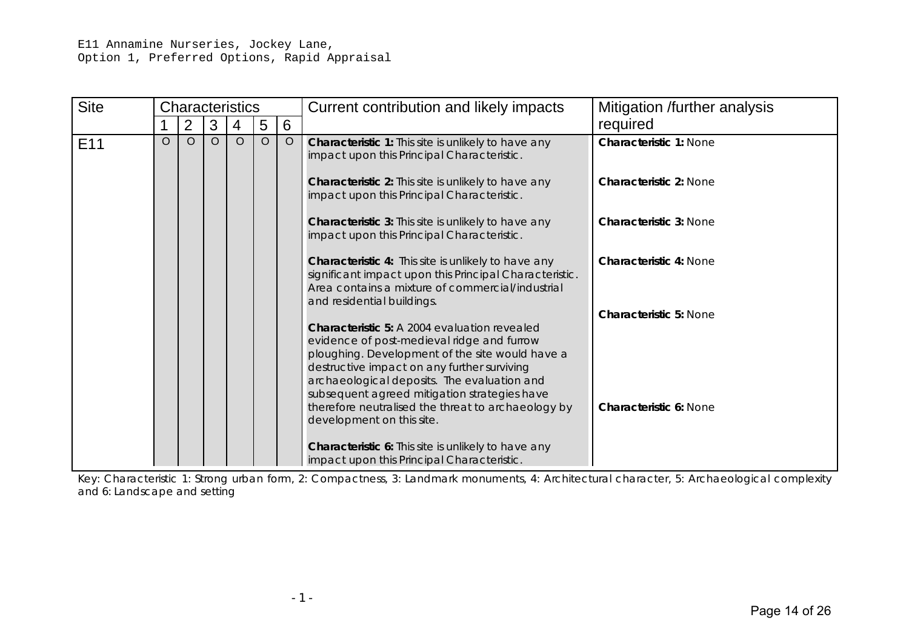E11 Annamine Nurseries, Jockey Lane,
Option 1, Preferred Options, Rapid Appraisal

| Site | Characteristics | | | | | | Current contribution and likely impacts | Mitigation /further analysis required |
|---|---|---|---|---|---|---|---|---|
| | 1 | 2 | 3 | 4 | 5 | 6 | | |
| E11 | O | O | O | O | O | O | **Characteristic 1:** This site is unlikely to have any impact upon this Principal Characteristic.<br><br>**Characteristic 2:** This site is unlikely to have any impact upon this Principal Characteristic.<br><br>**Characteristic 3:** This site is unlikely to have any impact upon this Principal Characteristic.<br><br>**Characteristic 4:** This site is unlikely to have any significant impact upon this Principal Characteristic. Area contains a mixture of commercial/industrial and residential buildings.<br><br>**Characteristic 5:** A 2004 evaluation revealed evidence of post-medieval ridge and furrow ploughing. Development of the site would have a destructive impact on any further surviving archaeological deposits. The evaluation and subsequent agreed mitigation strategies have therefore neutralised the threat to archaeology by development on this site.<br><br>**Characteristic 6:** This site is unlikely to have any impact upon this Principal Characteristic. | **Characteristic 1:** None<br><br>**Characteristic 2:** None<br><br>**Characteristic 3:** None<br><br>**Characteristic 4:** None<br><br>**Characteristic 5:** None<br><br>**Characteristic 6:** None |

Key: Characteristic 1: Strong urban form, 2: Compactness, 3: Landmark monuments, 4: Architectural character, 5: Archaeological complexity and 6: Landscape and setting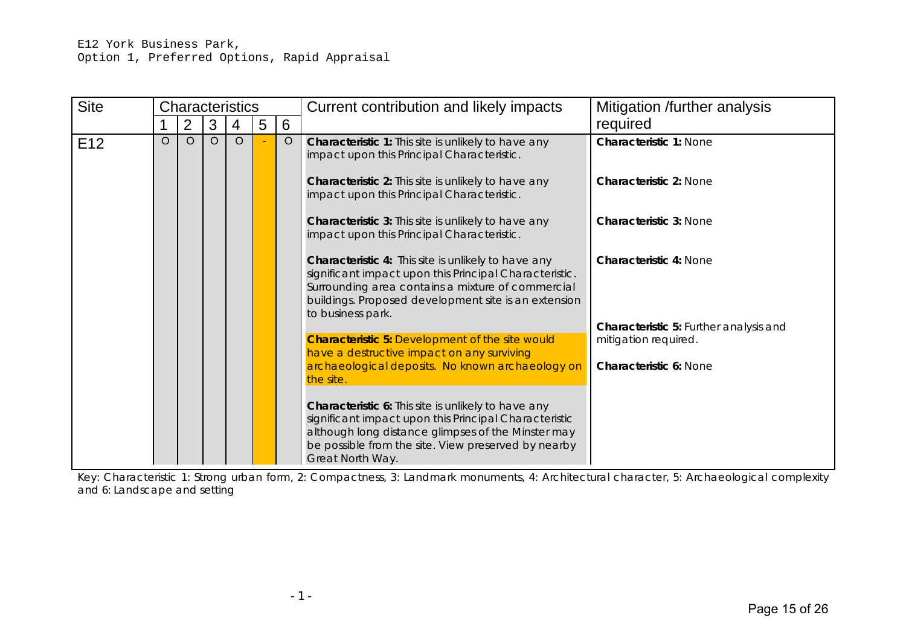E12 York Business Park,
Option 1, Preferred Options, Rapid Appraisal

| Site | Characteristics | | | | | | Current contribution and likely impacts | Mitigation /further analysis required |
|---|---|---|---|---|---|---|---|---|
| | 1 | 2 | 3 | 4 | 5 | 6 | | |
| E12 | O | O | O | O | - | O | **Characteristic 1:** This site is unlikely to have any impact upon this Principal Characteristic.<br><br>**Characteristic 2:** This site is unlikely to have any impact upon this Principal Characteristic.<br><br>**Characteristic 3:** This site is unlikely to have any impact upon this Principal Characteristic.<br><br>**Characteristic 4:** This site is unlikely to have any significant impact upon this Principal Characteristic. Surrounding area contains a mixture of commercial buildings. Proposed development site is an extension to business park.<br><br>**Characteristic 5:** Development of the site would have a destructive impact on any surviving archaeological deposits. No known archaeology on the site.<br><br>**Characteristic 6:** This site is unlikely to have any significant impact upon this Principal Characteristic although long distance glimpses of the Minster may be possible from the site. View preserved by nearby Great North Way. | **Characteristic 1:** None<br><br>**Characteristic 2:** None<br><br>**Characteristic 3:** None<br><br>**Characteristic 4:** None<br><br>**Characteristic 5:** Further analysis and mitigation required.<br><br>**Characteristic 6:** None |

Key: Characteristic 1: Strong urban form, 2: Compactness, 3: Landmark monuments, 4: Architectural character, 5: Archaeological complexity and 6: Landscape and setting

- 1 -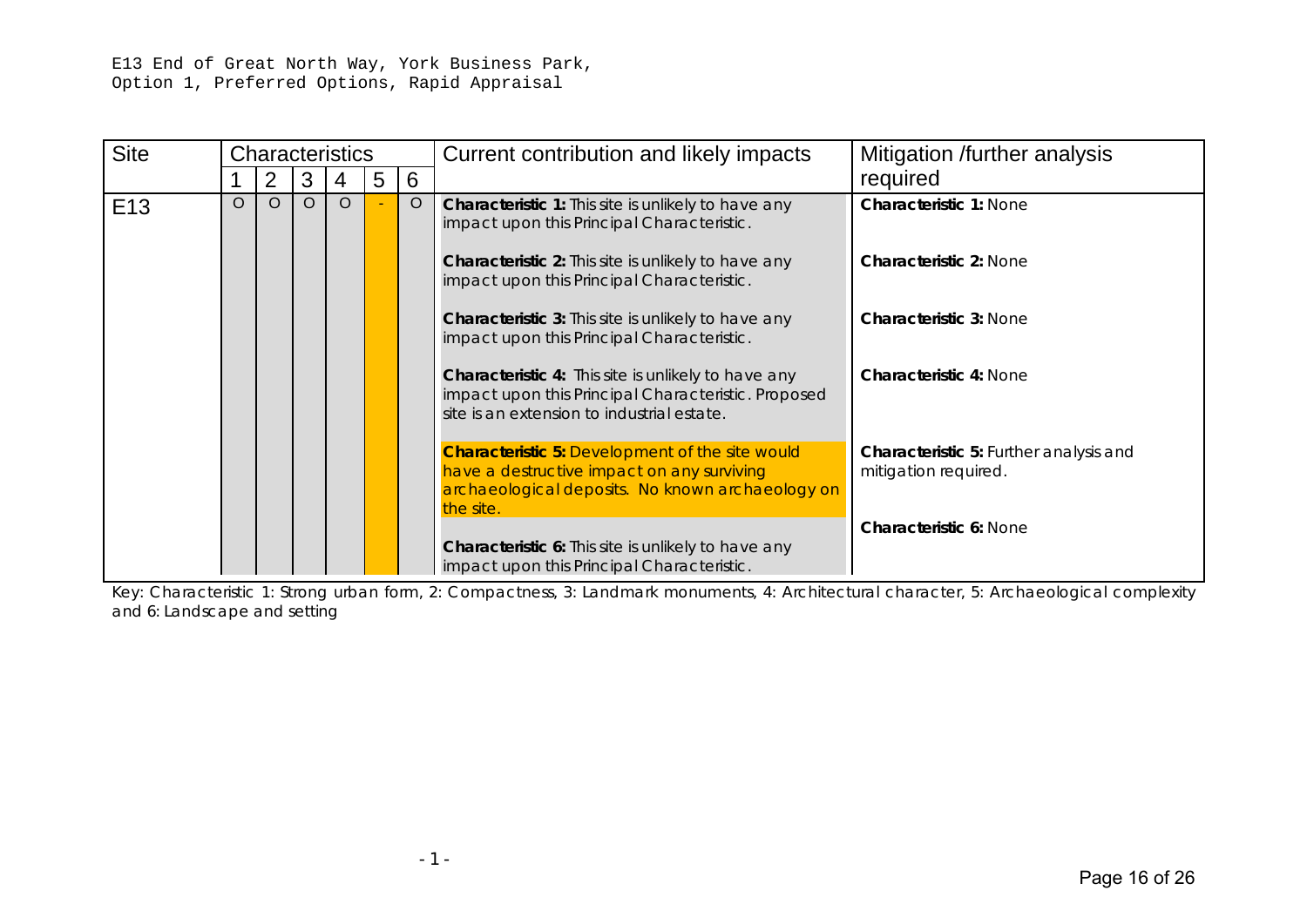E13 End of Great North Way, York Business Park,
Option 1, Preferred Options, Rapid Appraisal

| Site | Characteristics | | | | | | Current contribution and likely impacts | Mitigation /further analysis required |
|---|---|---|---|---|---|---|---|---|
| | 1 | 2 | 3 | 4 | 5 | 6 | | |
| E13 | O | O | O | O | - | O | **Characteristic 1:** This site is unlikely to have any impact upon this Principal Characteristic.<br><br>**Characteristic 2:** This site is unlikely to have any impact upon this Principal Characteristic.<br><br>**Characteristic 3:** This site is unlikely to have any impact upon this Principal Characteristic.<br><br>**Characteristic 4:** This site is unlikely to have any impact upon this Principal Characteristic. Proposed site is an extension to industrial estate.<br><br>**Characteristic 5:** Development of the site would have a destructive impact on any surviving archaeological deposits. No known archaeology on the site.<br><br>**Characteristic 6:** This site is unlikely to have any impact upon this Principal Characteristic. | **Characteristic 1:** None<br><br>**Characteristic 2:** None<br><br>**Characteristic 3:** None<br><br>**Characteristic 4:** None<br><br>**Characteristic 5:** Further analysis and mitigation required.<br><br>**Characteristic 6:** None |

Key: Characteristic 1: Strong urban form, 2: Compactness, 3: Landmark monuments, 4: Architectural character, 5: Archaeological complexity and 6: Landscape and setting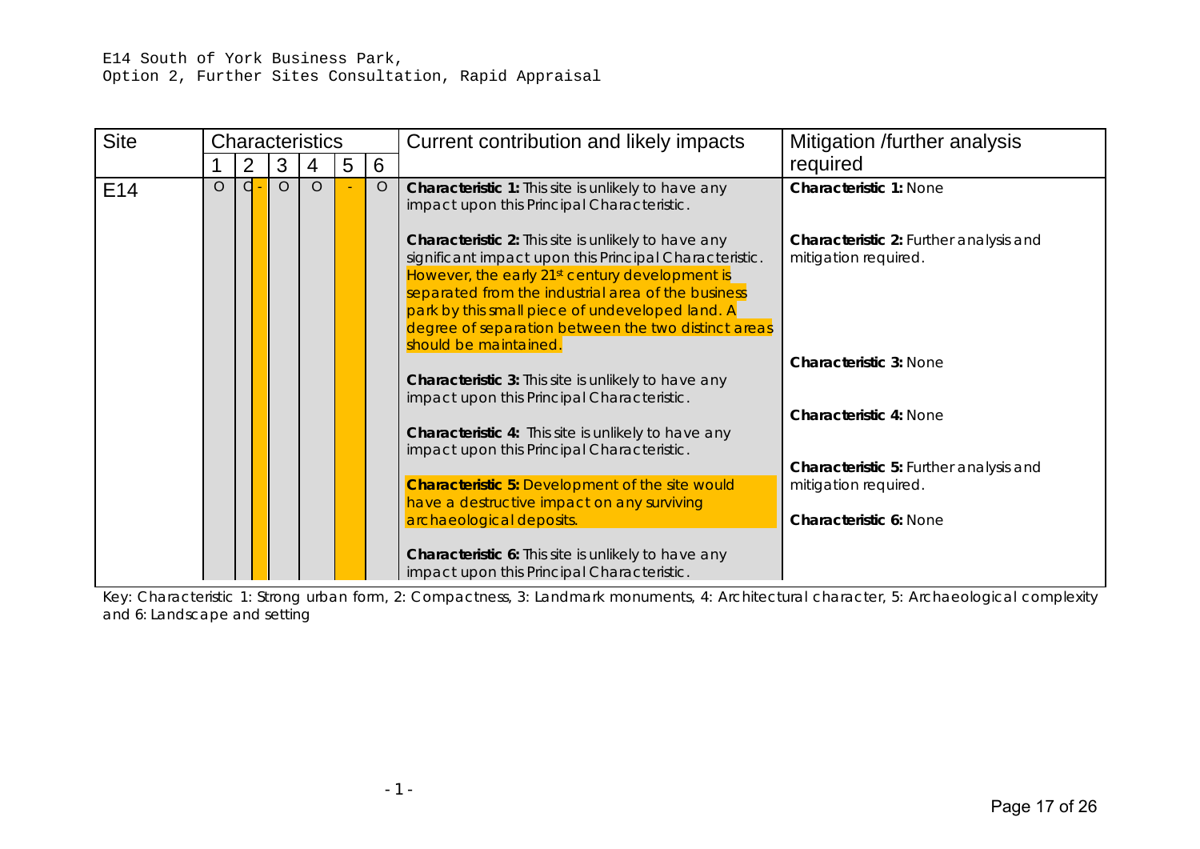E14 South of York Business Park,
Option 2, Further Sites Consultation, Rapid Appraisal

| Site | Characteristics | | | | | | Current contribution and likely impacts | Mitigation /further analysis required |
|---|---|---|---|---|---|---|---|---|
| | 1 | 2 | 3 | 4 | 5 | 6 | | |
| E14 | O | O - | O | O | - | O | **Characteristic 1:** This site is unlikely to have any impact upon this Principal Characteristic.<br><br>**Characteristic 2:** This site is unlikely to have any significant impact upon this Principal Characteristic. However, the early 21st century development is separated from the industrial area of the business park by this small piece of undeveloped land. A degree of separation between the two distinct areas should be maintained.<br><br>**Characteristic 3:** This site is unlikely to have any impact upon this Principal Characteristic.<br><br>**Characteristic 4:** This site is unlikely to have any impact upon this Principal Characteristic.<br><br>**Characteristic 5:** Development of the site would have a destructive impact on any surviving archaeological deposits.<br><br>**Characteristic 6:** This site is unlikely to have any impact upon this Principal Characteristic. | **Characteristic 1:** None<br><br>**Characteristic 2:** Further analysis and mitigation required.<br><br>**Characteristic 3:** None<br><br>**Characteristic 4:** None<br><br>**Characteristic 5:** Further analysis and mitigation required.<br><br>**Characteristic 6:** None |

Key: Characteristic 1: Strong urban form, 2: Compactness, 3: Landmark monuments, 4: Architectural character, 5: Archaeological complexity and 6: Landscape and setting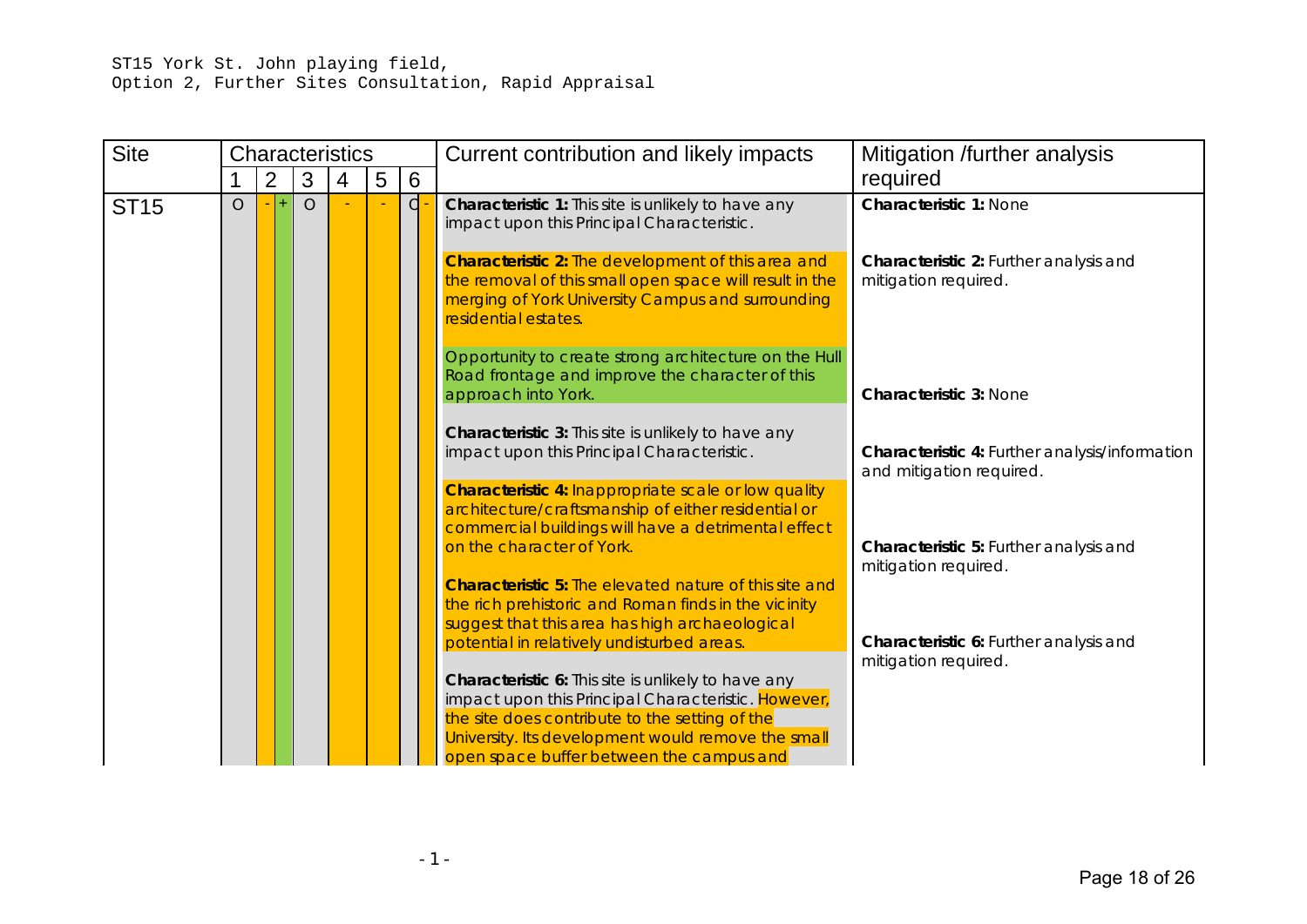ST15 York St. John playing field,
Option 2, Further Sites Consultation, Rapid Appraisal

| Site | Characteristics 1 | 2 | 3 | 4 | 5 | 6 | Current contribution and likely impacts | Mitigation /further analysis required |
|---|---|---|---|---|---|---|---|---|
| ST15 | O | - + | O | - | - | O - | **Characteristic 1:** This site is unlikely to have any impact upon this Principal Characteristic.<br><br>**Characteristic 2:** The development of this area and the removal of this small open space will result in the merging of York University Campus and surrounding residential estates.<br><br>Opportunity to create strong architecture on the Hull Road frontage and improve the character of this approach into York.<br><br>**Characteristic 3:** This site is unlikely to have any impact upon this Principal Characteristic.<br><br>**Characteristic 4:** Inappropriate scale or low quality architecture/craftsmanship of either residential or commercial buildings will have a detrimental effect on the character of York.<br><br>**Characteristic 5:** The elevated nature of this site and the rich prehistoric and Roman finds in the vicinity suggest that this area has high archaeological potential in relatively undisturbed areas.<br><br>**Characteristic 6:** This site is unlikely to have any impact upon this Principal Characteristic. However, the site does contribute to the setting of the University. Its development would remove the small open space buffer between the campus and | **Characteristic 1:** None<br><br>**Characteristic 2:** Further analysis and mitigation required.<br><br>**Characteristic 3:** None<br><br>**Characteristic 4:** Further analysis/information and mitigation required.<br><br>**Characteristic 5:** Further analysis and mitigation required.<br><br>**Characteristic 6:** Further analysis and mitigation required. |

- 1 -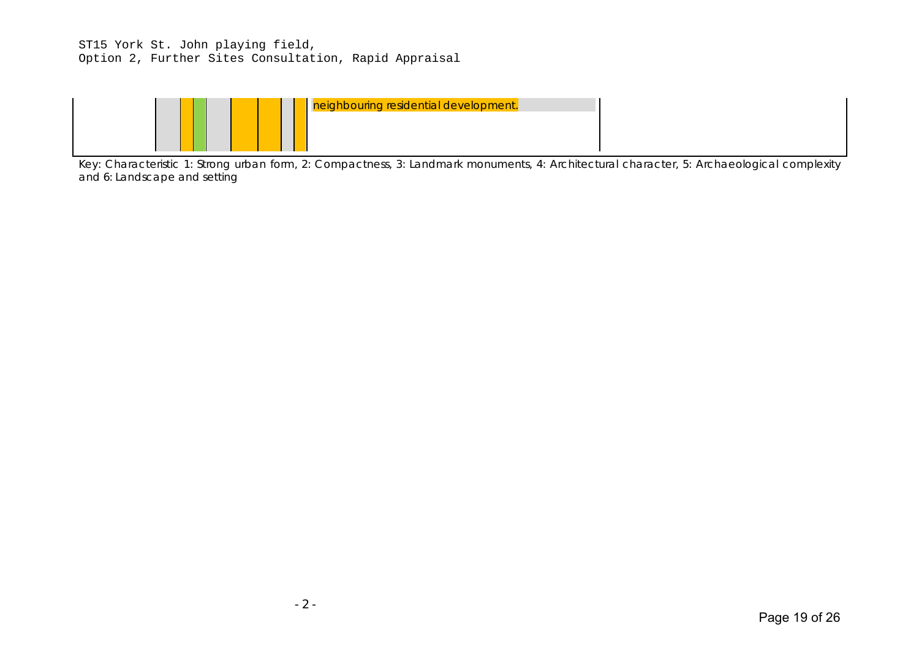ST15 York St. John playing field,
Option 2, Further Sites Consultation, Rapid Appraisal

| | | | | | | | | | | |
|---|---|---|---|---|---|---|---|---|---|---|
| | | | | | | | | | neighbouring residential development. | |

Key: Characteristic 1: Strong urban form, 2: Compactness, 3: Landmark monuments, 4: Architectural character, 5: Archaeological complexity and 6: Landscape and setting

- 2 -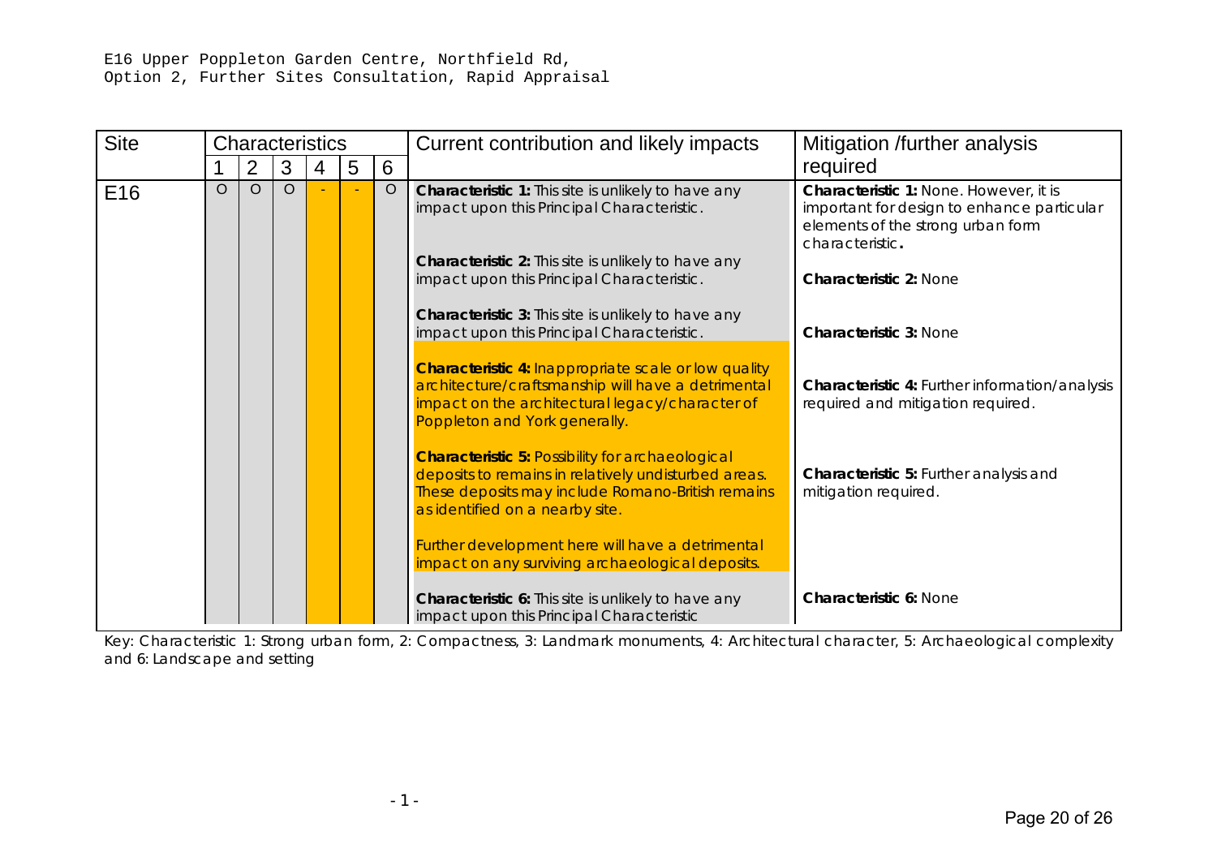E16 Upper Poppleton Garden Centre, Northfield Rd,
Option 2, Further Sites Consultation, Rapid Appraisal

| Site | Characteristics | | | | | | Current contribution and likely impacts | Mitigation /further analysis required |
|---|---|---|---|---|---|---|---|---|
| | 1 | 2 | 3 | 4 | 5 | 6 | | |
| E16 | O | O | O | - | - | O | **Characteristic 1:** This site is unlikely to have any impact upon this Principal Characteristic.<br><br>**Characteristic 2:** This site is unlikely to have any impact upon this Principal Characteristic.<br><br>**Characteristic 3:** This site is unlikely to have any impact upon this Principal Characteristic.<br><br>**Characteristic 4:** Inappropriate scale or low quality architecture/craftsmanship will have a detrimental impact on the architectural legacy/character of Poppleton and York generally.<br><br>**Characteristic 5:** Possibility for archaeological deposits to remains in relatively undisturbed areas. These deposits may include Romano-British remains as identified on a nearby site.<br><br>Further development here will have a detrimental impact on any surviving archaeological deposits.<br><br>**Characteristic 6:** This site is unlikely to have any impact upon this Principal Characteristic | **Characteristic 1:** None. However, it is important for design to enhance particular elements of the strong urban form characteristic**.**<br><br>**Characteristic 2:** None<br><br>**Characteristic 3:** None<br><br>**Characteristic 4:** Further information/analysis required and mitigation required.<br><br>**Characteristic 5:** Further analysis and mitigation required.<br><br>**Characteristic 6:** None |

Key: Characteristic 1: Strong urban form, 2: Compactness, 3: Landmark monuments, 4: Architectural character, 5: Archaeological complexity and 6: Landscape and setting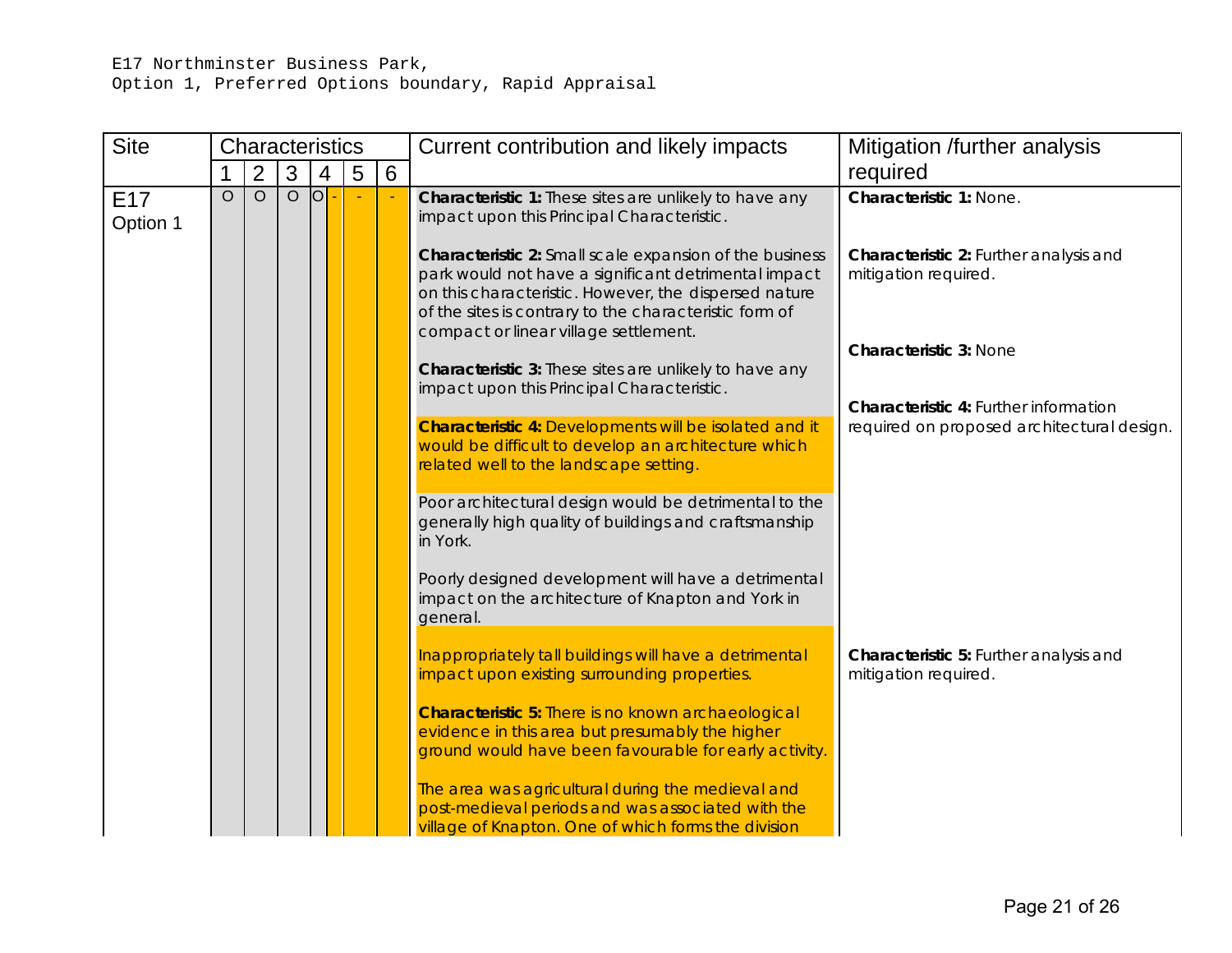E17 Northminster Business Park,
Option 1, Preferred Options boundary, Rapid Appraisal

| Site | Characteristics | | | | | | Current contribution and likely impacts | Mitigation /further analysis required |
|---|---|---|---|---|---|---|---|---|
| | 1 | 2 | 3 | 4 | 5 | 6 | | |
| E17 Option 1 | O | O | O | O / - | - | - | **Characteristic 1:** These sites are unlikely to have any impact upon this Principal Characteristic.<br><br>**Characteristic 2:** Small scale expansion of the business park would not have a significant detrimental impact on this characteristic. However, the dispersed nature of the sites is contrary to the characteristic form of compact or linear village settlement.<br><br>**Characteristic 3:** These sites are unlikely to have any impact upon this Principal Characteristic.<br><br>**Characteristic 4:** Developments will be isolated and it would be difficult to develop an architecture which related well to the landscape setting.<br><br>Poor architectural design would be detrimental to the generally high quality of buildings and craftsmanship in York.<br><br>Poorly designed development will have a detrimental impact on the architecture of Knapton and York in general.<br><br>Inappropriately tall buildings will have a detrimental impact upon existing surrounding properties.<br><br>**Characteristic 5:** There is no known archaeological evidence in this area but presumably the higher ground would have been favourable for early activity.<br><br>The area was agricultural during the medieval and post-medieval periods and was associated with the village of Knapton. One of which forms the division | **Characteristic 1:** None.<br><br>**Characteristic 2:** Further analysis and mitigation required.<br><br>**Characteristic 3:** None<br><br>**Characteristic 4:** Further information required on proposed architectural design.<br><br>**Characteristic 5:** Further analysis and mitigation required. |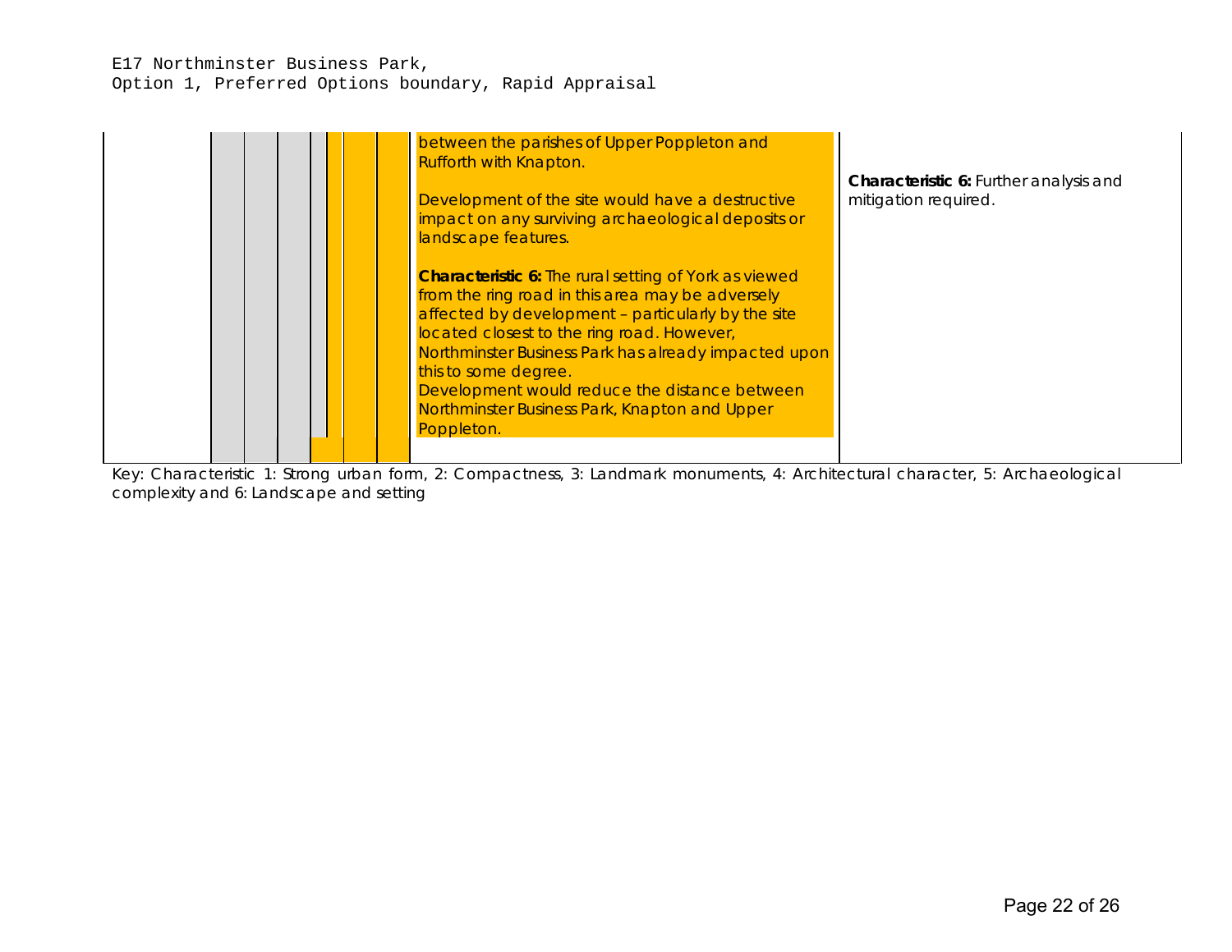E17 Northminster Business Park,
Option 1, Preferred Options boundary, Rapid Appraisal

| | | | | | | | | |
|---|---|---|---|---|---|---|---|---|
| | | | | | | | between the parishes of Upper Poppleton and Rufforth with Knapton.<br><br>Development of the site would have a destructive impact on any surviving archaeological deposits or landscape features.<br><br>**Characteristic 6:** The rural setting of York as viewed from the ring road in this area may be adversely affected by development – particularly by the site located closest to the ring road. However, Northminster Business Park has already impacted upon this to some degree.<br>Development would reduce the distance between Northminster Business Park, Knapton and Upper Poppleton. | **Characteristic 6:** Further analysis and mitigation required. |

Key: Characteristic 1: Strong urban form, 2: Compactness, 3: Landmark monuments, 4: Architectural character, 5: Archaeological complexity and 6: Landscape and setting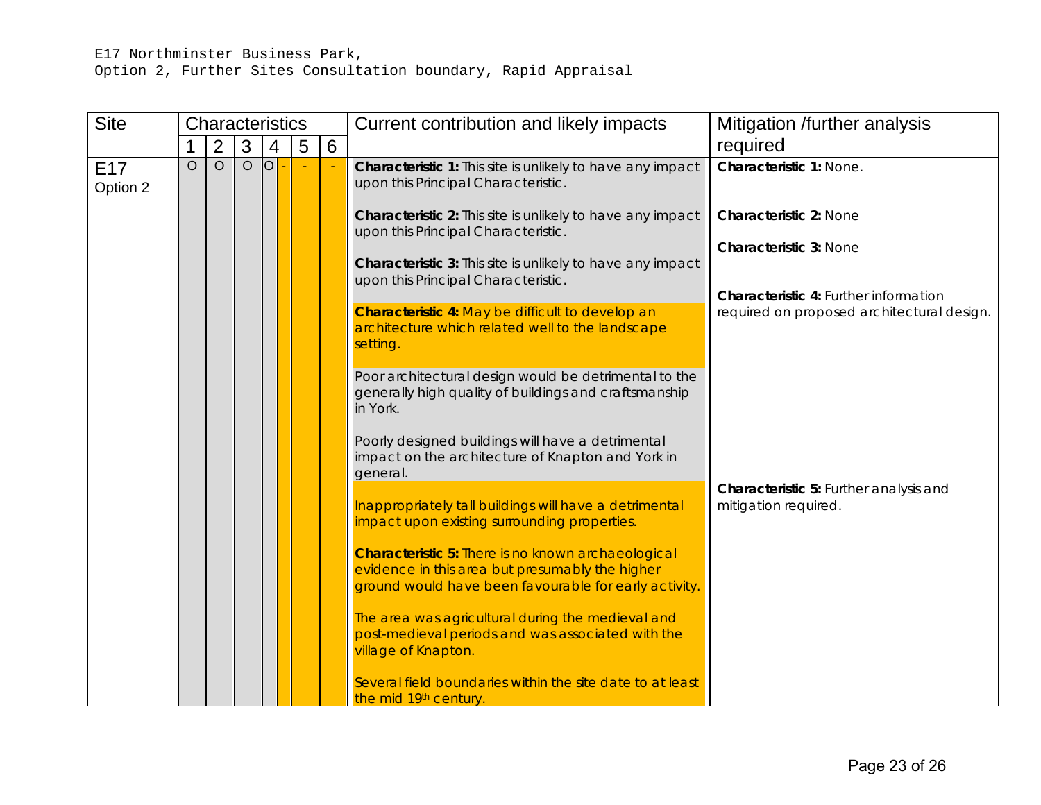E17 Northminster Business Park,
Option 2, Further Sites Consultation boundary, Rapid Appraisal

| Site | Characteristics | | | | | | Current contribution and likely impacts | Mitigation /further analysis required |
|---|---|---|---|---|---|---|---|---|
| | 1 | 2 | 3 | 4 | 5 | 6 | | |
| E17 Option 2 | O | O | O | O / - | - | - | **Characteristic 1:** This site is unlikely to have any impact upon this Principal Characteristic.<br><br>**Characteristic 2:** This site is unlikely to have any impact upon this Principal Characteristic.<br><br>**Characteristic 3:** This site is unlikely to have any impact upon this Principal Characteristic.<br><br>**Characteristic 4:** May be difficult to develop an architecture which related well to the landscape setting.<br><br>Poor architectural design would be detrimental to the generally high quality of buildings and craftsmanship in York.<br><br>Poorly designed buildings will have a detrimental impact on the architecture of Knapton and York in general.<br><br>Inappropriately tall buildings will have a detrimental impact upon existing surrounding properties.<br><br>**Characteristic 5:** There is no known archaeological evidence in this area but presumably the higher ground would have been favourable for early activity.<br><br>The area was agricultural during the medieval and post-medieval periods and was associated with the village of Knapton.<br><br>Several field boundaries within the site date to at least the mid 19th century. | **Characteristic 1:** None.<br><br>**Characteristic 2:** None<br><br>**Characteristic 3:** None<br><br>**Characteristic 4:** Further information required on proposed architectural design.<br><br>**Characteristic 5:** Further analysis and mitigation required. |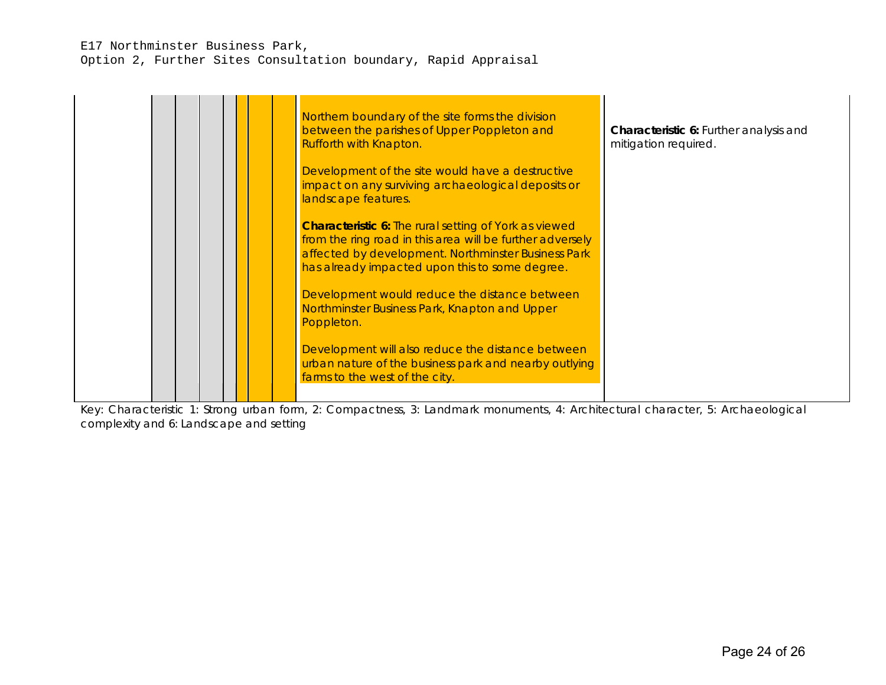E17 Northminster Business Park,
Option 2, Further Sites Consultation boundary, Rapid Appraisal

| | 1 | 2 | 3 | 4 | 5 | 6 | Impact | Comment |
|---|---|---|---|---|---|---|---|---|
| | | | | | | | Northern boundary of the site forms the division between the parishes of Upper Poppleton and Rufforth with Knapton.<br><br>Development of the site would have a destructive impact on any surviving archaeological deposits or landscape features.<br><br>**Characteristic 6:** The rural setting of York as viewed from the ring road in this area will be further adversely affected by development. Northminster Business Park has already impacted upon this to some degree.<br><br>Development would reduce the distance between Northminster Business Park, Knapton and Upper Poppleton.<br><br>Development will also reduce the distance between urban nature of the business park and nearby outlying farms to the west of the city. | **Characteristic 6:** Further analysis and mitigation required. |

Key: Characteristic 1: Strong urban form, 2: Compactness, 3: Landmark monuments, 4: Architectural character, 5: Archaeological complexity and 6: Landscape and setting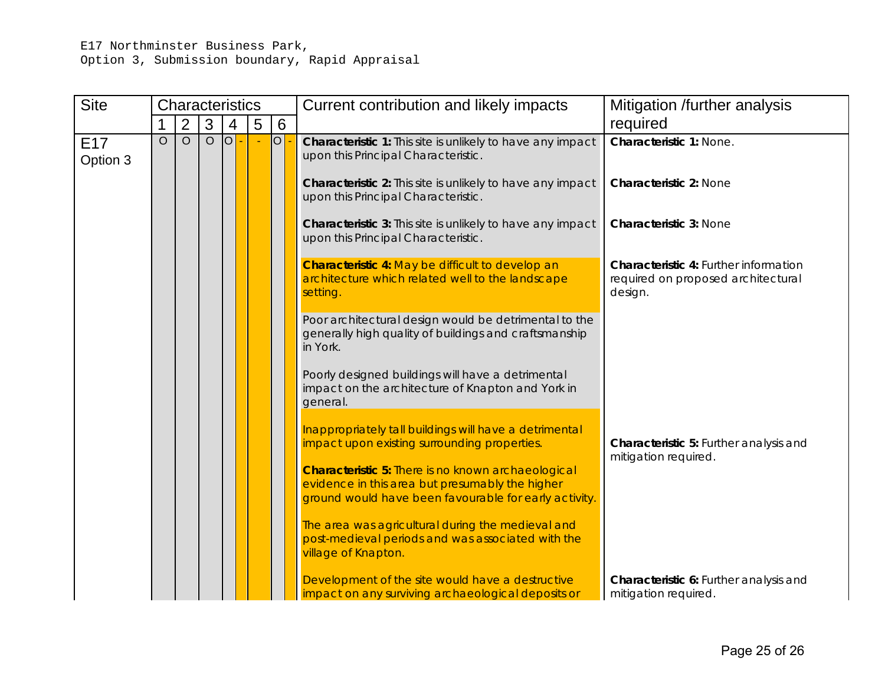E17 Northminster Business Park,
Option 3, Submission boundary, Rapid Appraisal

| Site | Characteristics | | | | | | Current contribution and likely impacts | Mitigation /further analysis required |
|---|---|---|---|---|---|---|---|---|
| | 1 | 2 | 3 | 4 | 5 | 6 | | |
| E17 Option 3 | O | O | O | O - | - | O - | **Characteristic 1:** This site is unlikely to have any impact upon this Principal Characteristic. | **Characteristic 1:** None. |
| | | | | | | | **Characteristic 2:** This site is unlikely to have any impact upon this Principal Characteristic. | **Characteristic 2:** None |
| | | | | | | | **Characteristic 3:** This site is unlikely to have any impact upon this Principal Characteristic. | **Characteristic 3:** None |
| | | | | | | | **Characteristic 4:** May be difficult to develop an architecture which related well to the landscape setting. | **Characteristic 4:** Further information required on proposed architectural design. |
| | | | | | | | Poor architectural design would be detrimental to the generally high quality of buildings and craftsmanship in York. | |
| | | | | | | | Poorly designed buildings will have a detrimental impact on the architecture of Knapton and York in general. | |
| | | | | | | | Inappropriately tall buildings will have a detrimental impact upon existing surrounding properties. | **Characteristic 5:** Further analysis and mitigation required. |
| | | | | | | | **Characteristic 5:** There is no known archaeological evidence in this area but presumably the higher ground would have been favourable for early activity. | |
| | | | | | | | The area was agricultural during the medieval and post-medieval periods and was associated with the village of Knapton. | |
| | | | | | | | Development of the site would have a destructive impact on any surviving archaeological deposits or | **Characteristic 6:** Further analysis and mitigation required. |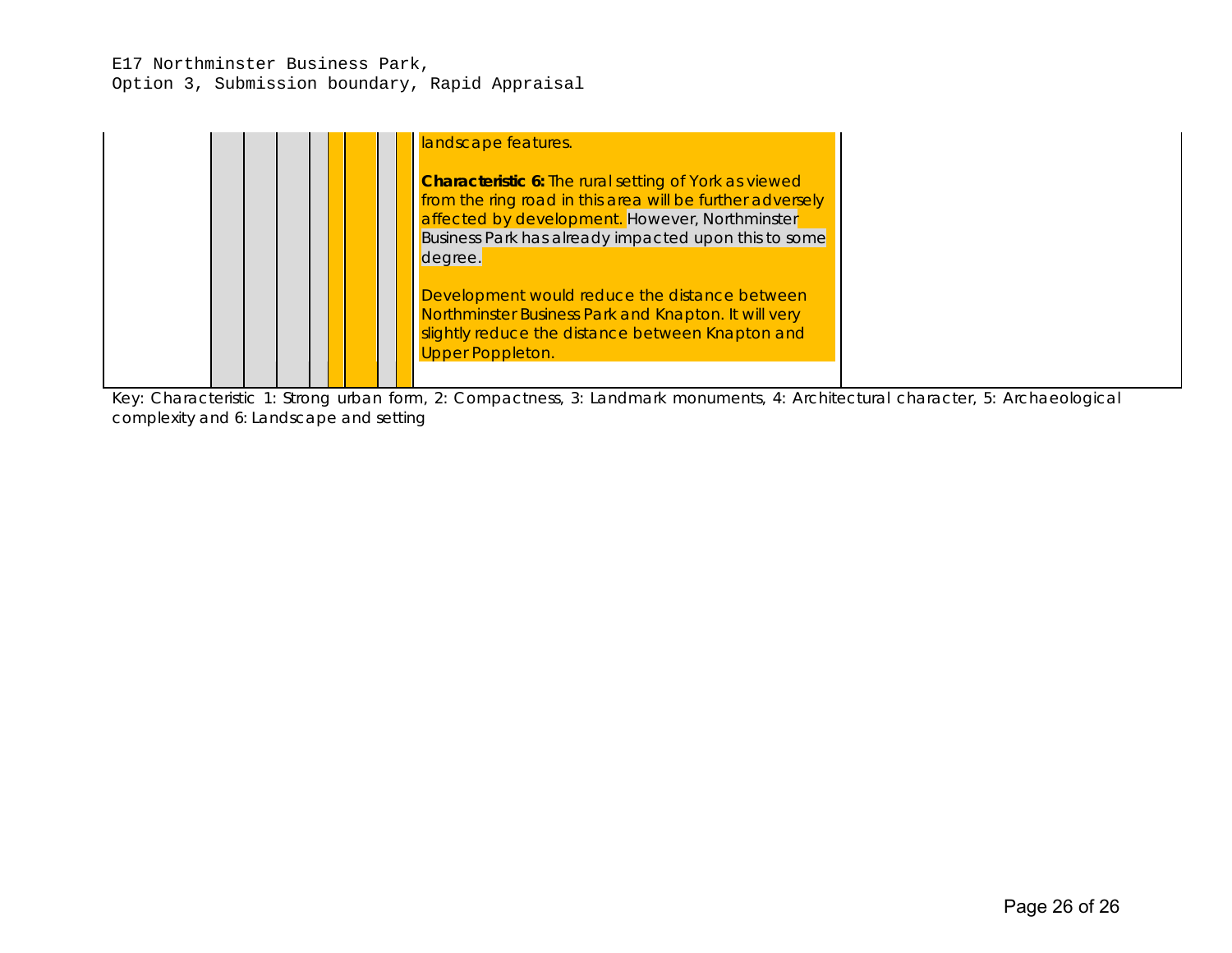E17 Northminster Business Park,
Option 3, Submission boundary, Rapid Appraisal

| | | | | | | | | | |
|---|---|---|---|---|---|---|---|---|---|
| | | | | | | | | landscape features.<br><br>**Characteristic 6:** The rural setting of York as viewed from the ring road in this area will be further adversely affected by development. However, Northminster Business Park has already impacted upon this to some degree.<br><br>Development would reduce the distance between Northminster Business Park and Knapton. It will very slightly reduce the distance between Knapton and Upper Poppleton. | |

Key: Characteristic 1: Strong urban form, 2: Compactness, 3: Landmark monuments, 4: Architectural character, 5: Archaeological complexity and 6: Landscape and setting